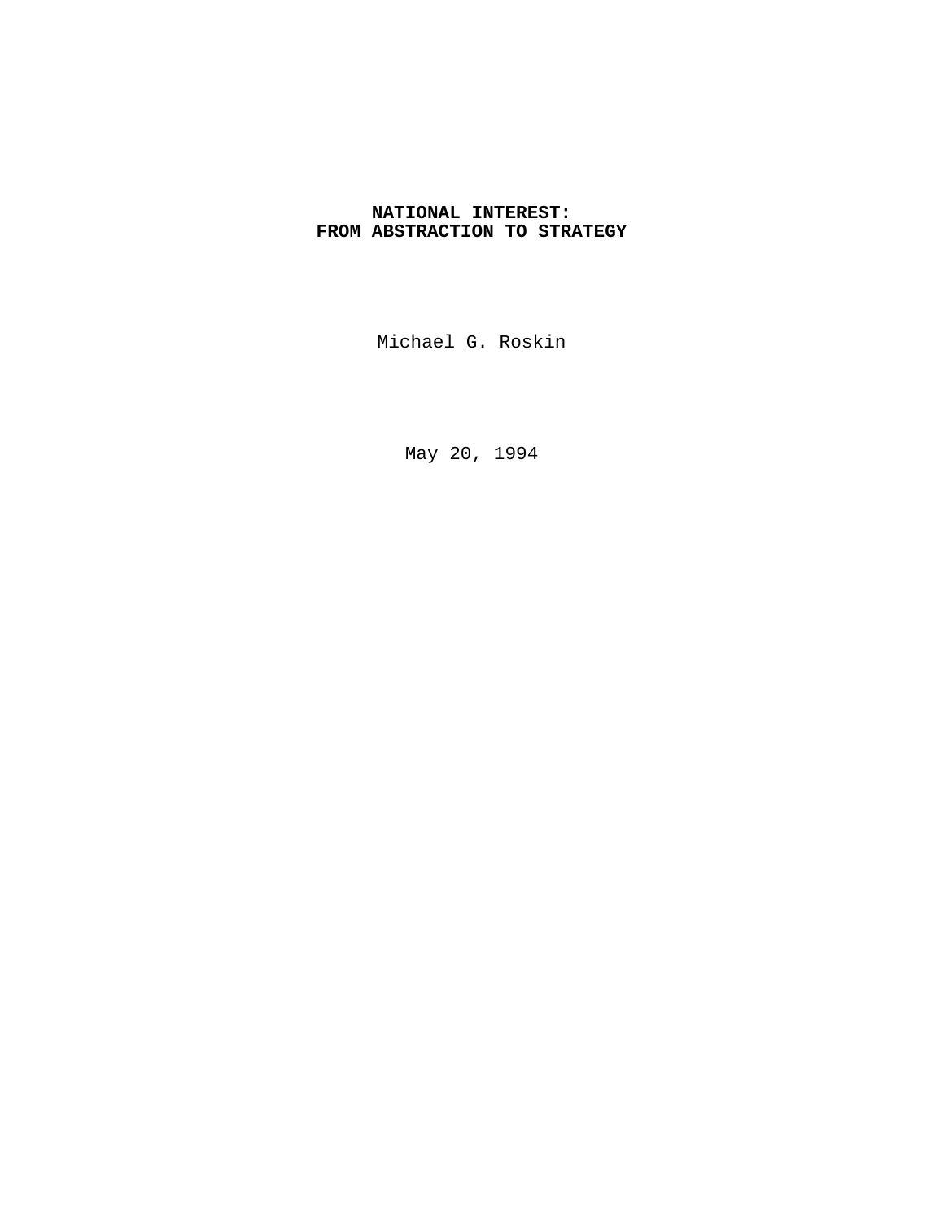# NATIONAL INTEREST: FROM ABSTRACTION TO STRATEGY

Michael G. Roskin

May 20, 1994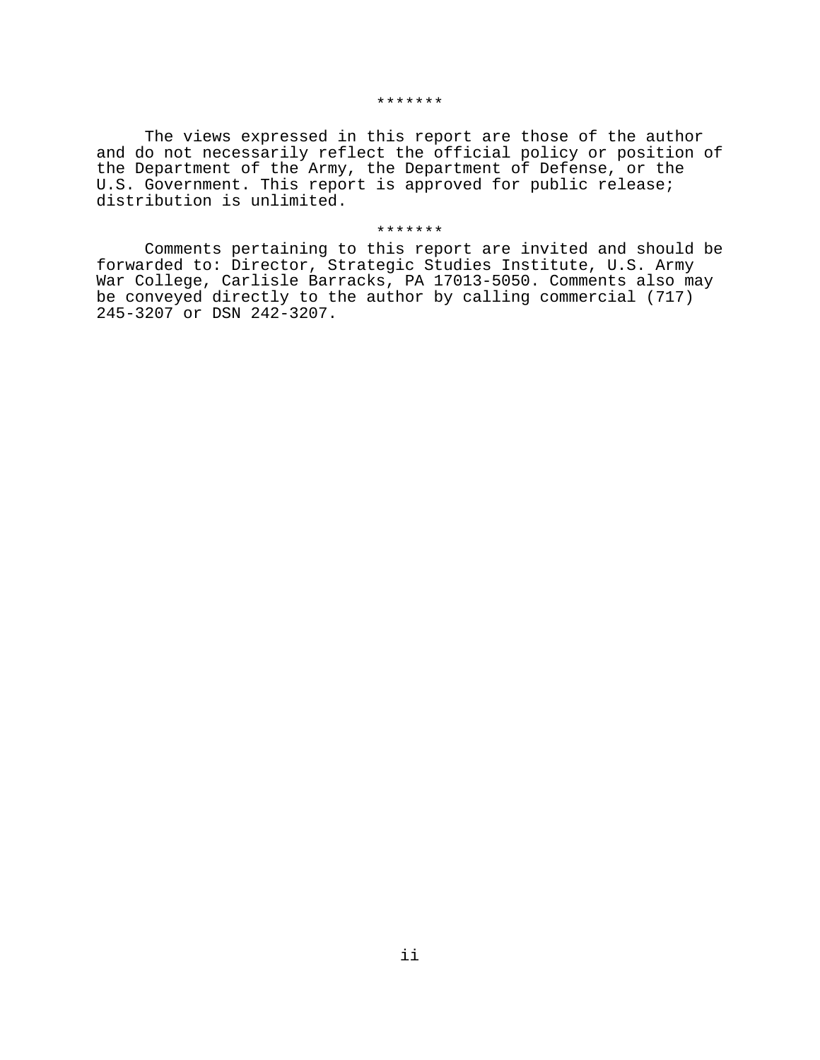*******

The views expressed in this report are those of the author and do not necessarily reflect the official policy or position of the Department of the Army, the Department of Defense, or the U.S. Government. This report is approved for public release; distribution is unlimited.

*******

Comments pertaining to this report are invited and should be forwarded to: Director, Strategic Studies Institute, U.S. Army War College, Carlisle Barracks, PA 17013-5050. Comments also may be conveyed directly to the author by calling commercial (717) 245-3207 or DSN 242-3207.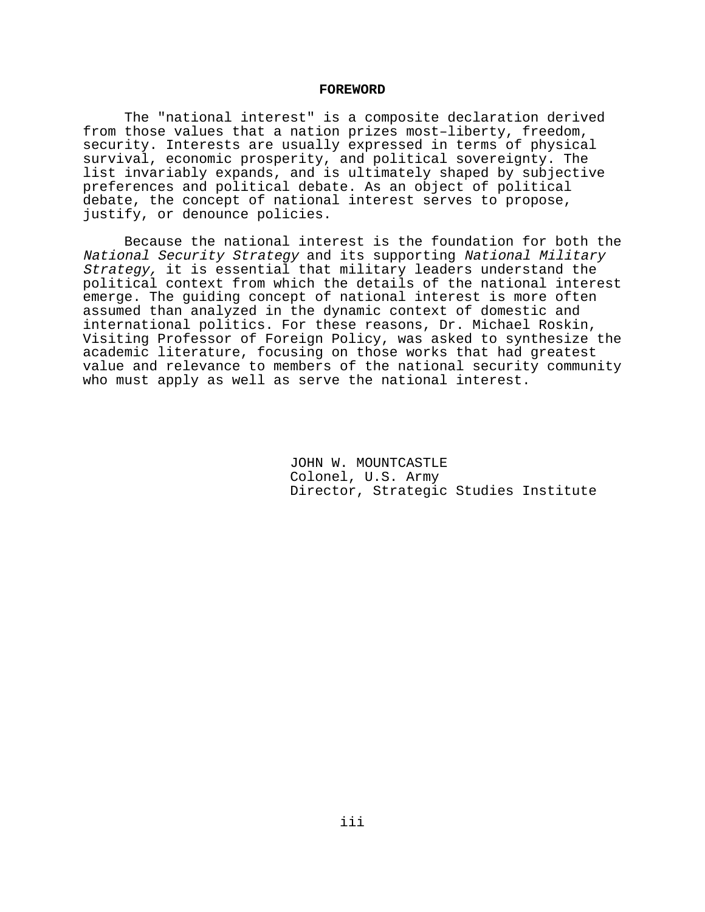## FOREWORD

The "national interest" is a composite declaration derived from those values that a nation prizes most–liberty, freedom, security. Interests are usually expressed in terms of physical survival, economic prosperity, and political sovereignty. The list invariably expands, and is ultimately shaped by subjective preferences and political debate. As an object of political debate, the concept of national interest serves to propose, justify, or denounce policies.

Because the national interest is the foundation for both the *National Security Strategy* and its supporting *National Military Strategy,* it is essential that military leaders understand the political context from which the details of the national interest emerge. The guiding concept of national interest is more often assumed than analyzed in the dynamic context of domestic and international politics. For these reasons, Dr. Michael Roskin, Visiting Professor of Foreign Policy, was asked to synthesize the academic literature, focusing on those works that had greatest value and relevance to members of the national security community who must apply as well as serve the national interest.

JOHN W. MOUNTCASTLE
Colonel, U.S. Army
Director, Strategic Studies Institute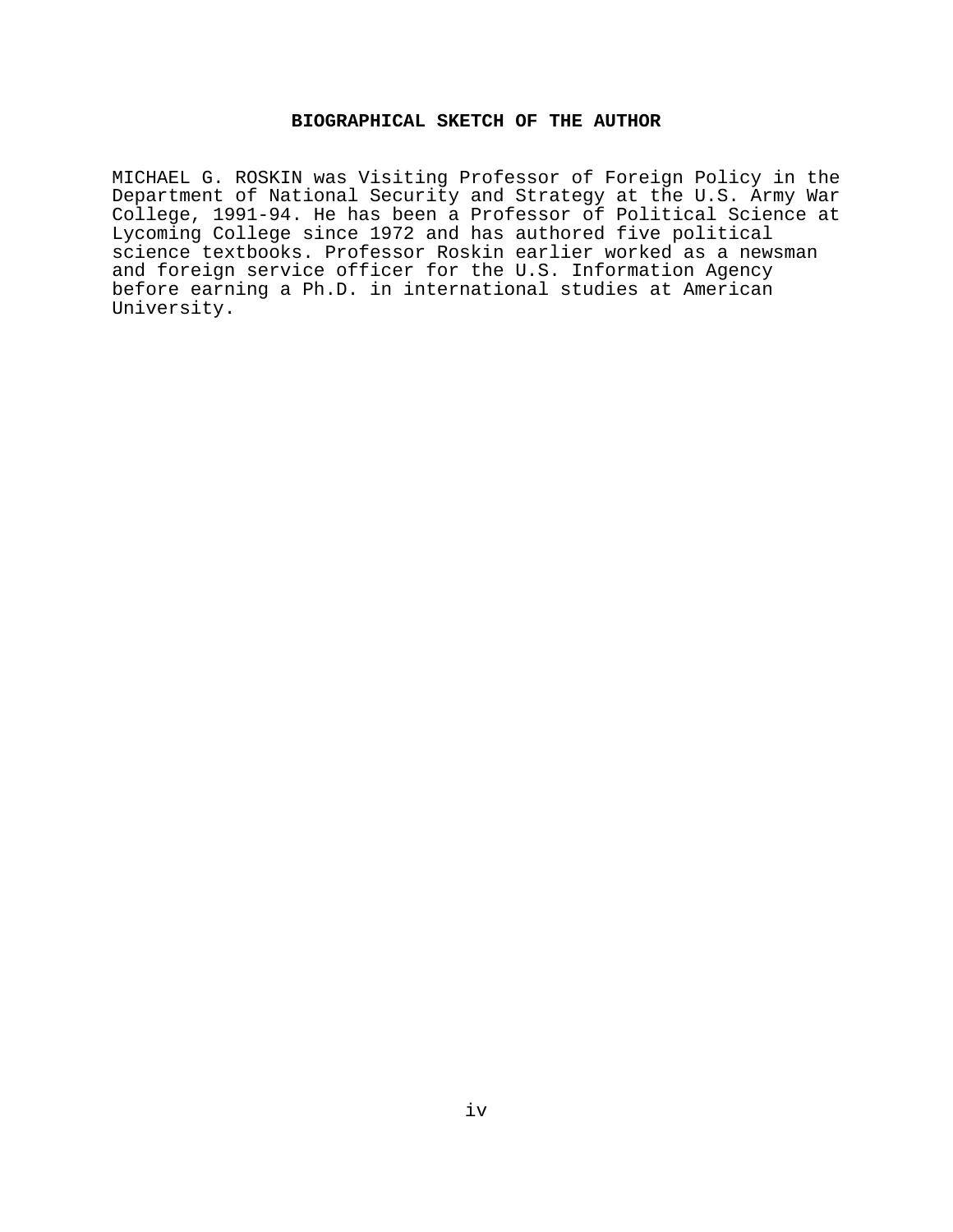## BIOGRAPHICAL SKETCH OF THE AUTHOR

MICHAEL G. ROSKIN was Visiting Professor of Foreign Policy in the Department of National Security and Strategy at the U.S. Army War College, 1991-94. He has been a Professor of Political Science at Lycoming College since 1972 and has authored five political science textbooks. Professor Roskin earlier worked as a newsman and foreign service officer for the U.S. Information Agency before earning a Ph.D. in international studies at American University.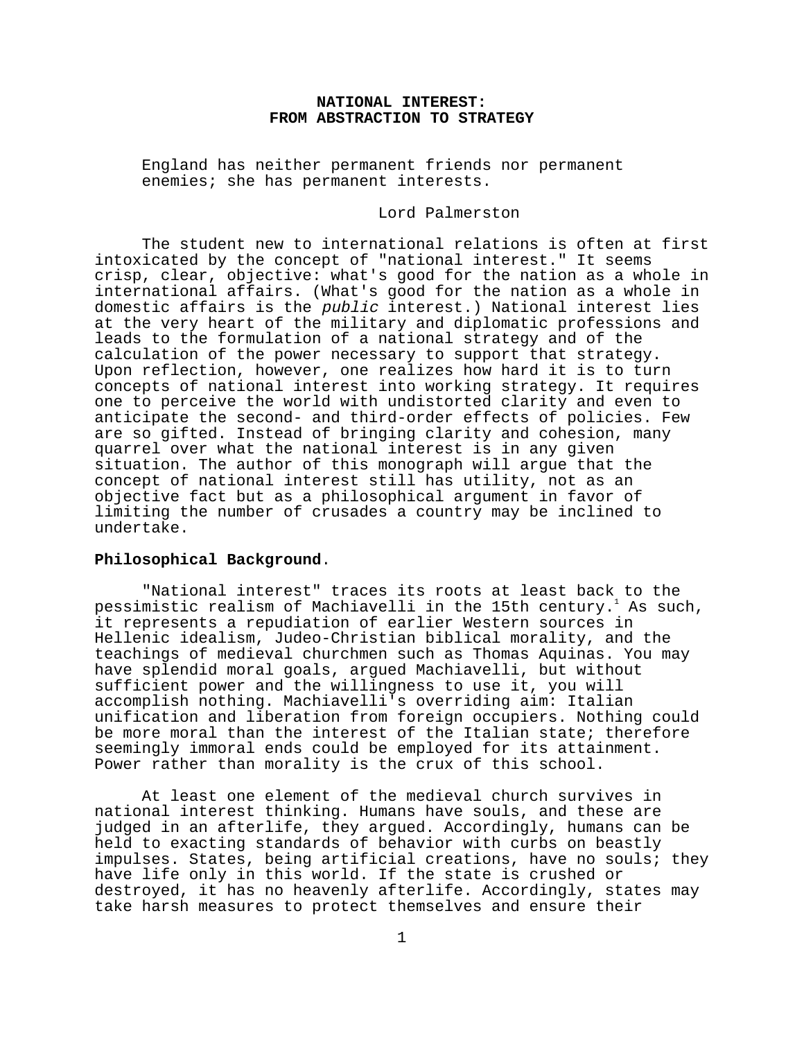# NATIONAL INTEREST:
# FROM ABSTRACTION TO STRATEGY

> England has neither permanent friends nor permanent enemies; she has permanent interests.
>
> Lord Palmerston

The student new to international relations is often at first intoxicated by the concept of "national interest." It seems crisp, clear, objective: what's good for the nation as a whole in international affairs. (What's good for the nation as a whole in domestic affairs is the *public* interest.) National interest lies at the very heart of the military and diplomatic professions and leads to the formulation of a national strategy and of the calculation of the power necessary to support that strategy. Upon reflection, however, one realizes how hard it is to turn concepts of national interest into working strategy. It requires one to perceive the world with undistorted clarity and even to anticipate the second- and third-order effects of policies. Few are so gifted. Instead of bringing clarity and cohesion, many quarrel over what the national interest is in any given situation. The author of this monograph will argue that the concept of national interest still has utility, not as an objective fact but as a philosophical argument in favor of limiting the number of crusades a country may be inclined to undertake.

**Philosophical Background**.

"National interest" traces its roots at least back to the pessimistic realism of Machiavelli in the 15th century.[1] As such, it represents a repudiation of earlier Western sources in Hellenic idealism, Judeo-Christian biblical morality, and the teachings of medieval churchmen such as Thomas Aquinas. You may have splendid moral goals, argued Machiavelli, but without sufficient power and the willingness to use it, you will accomplish nothing. Machiavelli's overriding aim: Italian unification and liberation from foreign occupiers. Nothing could be more moral than the interest of the Italian state; therefore seemingly immoral ends could be employed for its attainment. Power rather than morality is the crux of this school.

At least one element of the medieval church survives in national interest thinking. Humans have souls, and these are judged in an afterlife, they argued. Accordingly, humans can be held to exacting standards of behavior with curbs on beastly impulses. States, being artificial creations, have no souls; they have life only in this world. If the state is crushed or destroyed, it has no heavenly afterlife. Accordingly, states may take harsh measures to protect themselves and ensure their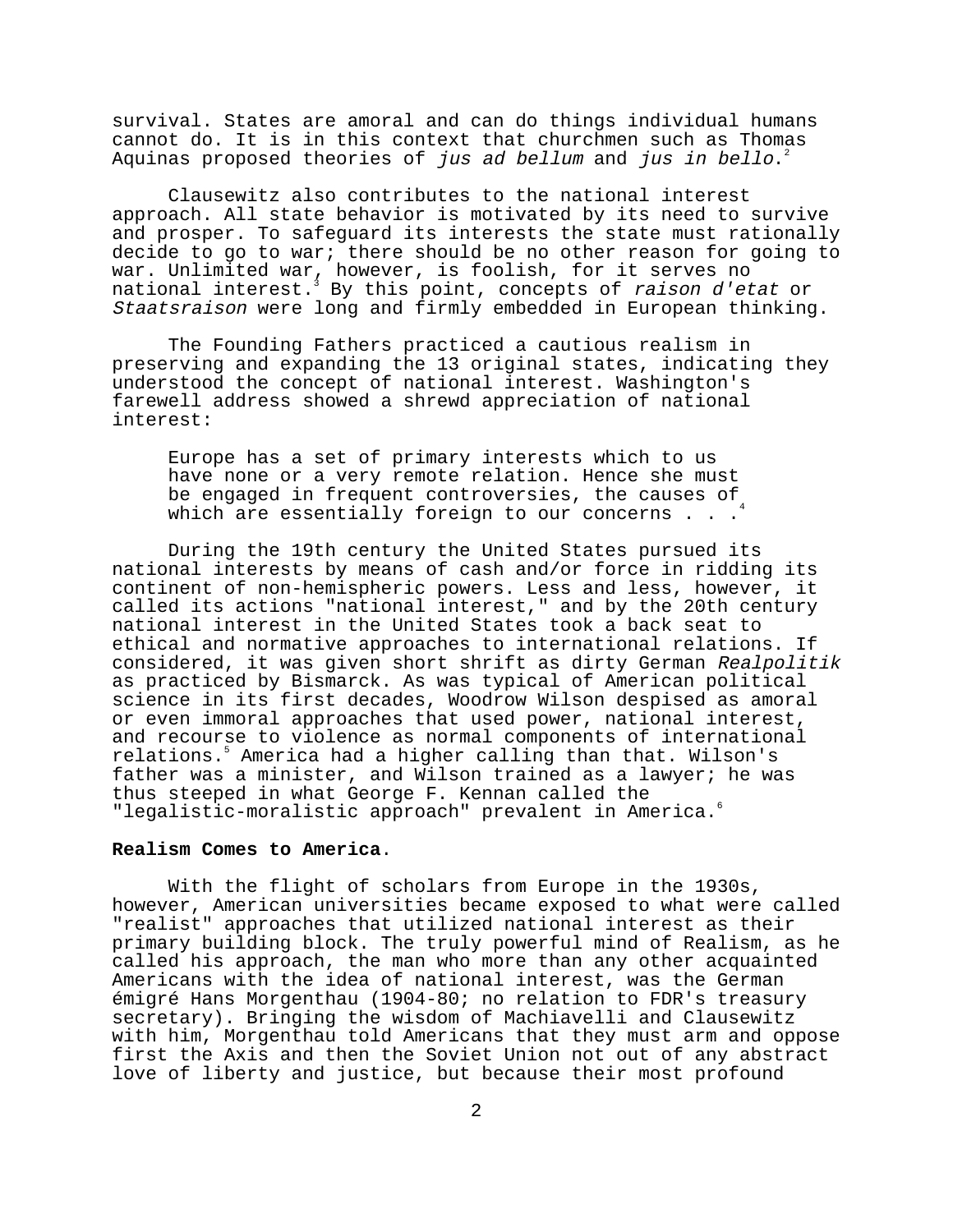survival. States are amoral and can do things individual humans cannot do. It is in this context that churchmen such as Thomas Aquinas proposed theories of *jus ad bellum* and *jus in bello*.[2]

Clausewitz also contributes to the national interest approach. All state behavior is motivated by its need to survive and prosper. To safeguard its interests the state must rationally decide to go to war; there should be no other reason for going to war. Unlimited war, however, is foolish, for it serves no national interest.[3] By this point, concepts of *raison d'etat* or *Staatsraison* were long and firmly embedded in European thinking.

The Founding Fathers practiced a cautious realism in preserving and expanding the 13 original states, indicating they understood the concept of national interest. Washington's farewell address showed a shrewd appreciation of national interest:

> Europe has a set of primary interests which to us have none or a very remote relation. Hence she must be engaged in frequent controversies, the causes of which are essentially foreign to our concerns . . .[4]

During the 19th century the United States pursued its national interests by means of cash and/or force in ridding its continent of non-hemispheric powers. Less and less, however, it called its actions "national interest," and by the 20th century national interest in the United States took a back seat to ethical and normative approaches to international relations. If considered, it was given short shrift as dirty German *Realpolitik* as practiced by Bismarck. As was typical of American political science in its first decades, Woodrow Wilson despised as amoral or even immoral approaches that used power, national interest, and recourse to violence as normal components of international relations.[5] America had a higher calling than that. Wilson's father was a minister, and Wilson trained as a lawyer; he was thus steeped in what George F. Kennan called the "legalistic-moralistic approach" prevalent in America.[6]

**Realism Comes to America.**

With the flight of scholars from Europe in the 1930s, however, American universities became exposed to what were called "realist" approaches that utilized national interest as their primary building block. The truly powerful mind of Realism, as he called his approach, the man who more than any other acquainted Americans with the idea of national interest, was the German émigré Hans Morgenthau (1904-80; no relation to FDR's treasury secretary). Bringing the wisdom of Machiavelli and Clausewitz with him, Morgenthau told Americans that they must arm and oppose first the Axis and then the Soviet Union not out of any abstract love of liberty and justice, but because their most profound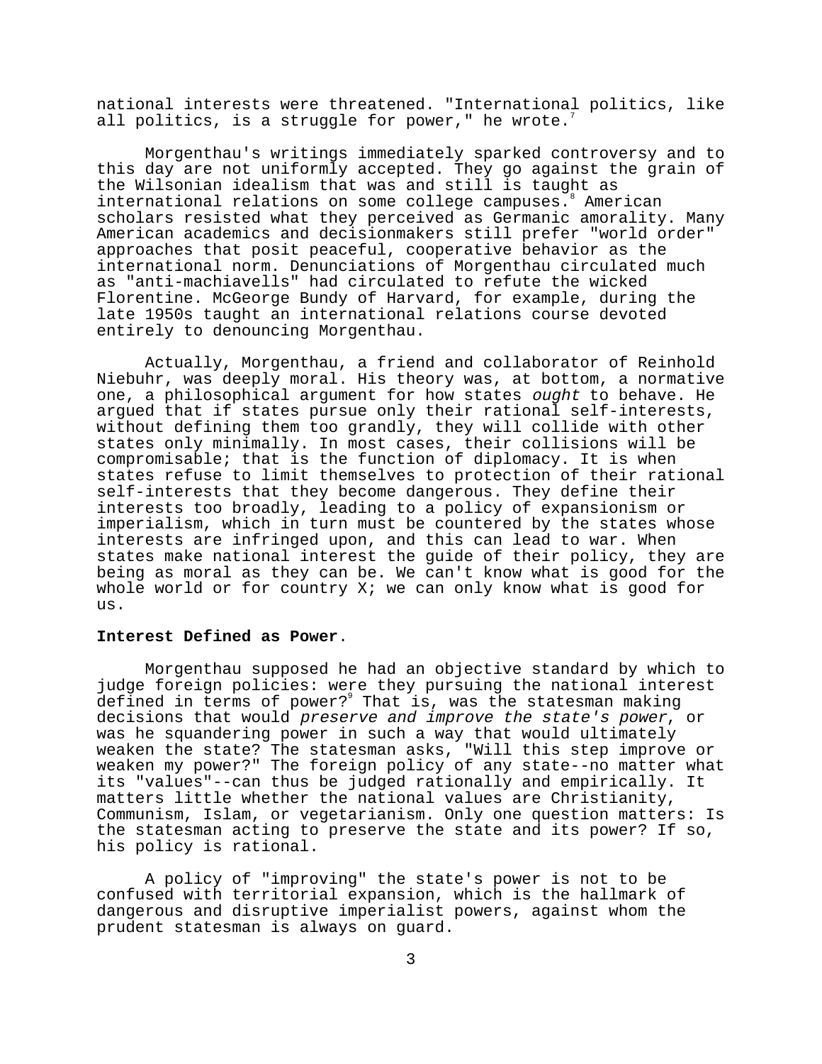national interests were threatened. "International politics, like all politics, is a struggle for power," he wrote.[7]

Morgenthau's writings immediately sparked controversy and to this day are not uniformly accepted. They go against the grain of the Wilsonian idealism that was and still is taught as international relations on some college campuses.[8] American scholars resisted what they perceived as Germanic amorality. Many American academics and decisionmakers still prefer "world order" approaches that posit peaceful, cooperative behavior as the international norm. Denunciations of Morgenthau circulated much as "anti-machiavells" had circulated to refute the wicked Florentine. McGeorge Bundy of Harvard, for example, during the late 1950s taught an international relations course devoted entirely to denouncing Morgenthau.

Actually, Morgenthau, a friend and collaborator of Reinhold Niebuhr, was deeply moral. His theory was, at bottom, a normative one, a philosophical argument for how states *ought* to behave. He argued that if states pursue only their rational self-interests, without defining them too grandly, they will collide with other states only minimally. In most cases, their collisions will be compromisable; that is the function of diplomacy. It is when states refuse to limit themselves to protection of their rational self-interests that they become dangerous. They define their interests too broadly, leading to a policy of expansionism or imperialism, which in turn must be countered by the states whose interests are infringed upon, and this can lead to war. When states make national interest the guide of their policy, they are being as moral as they can be. We can't know what is good for the whole world or for country X; we can only know what is good for us.

**Interest Defined as Power**.

Morgenthau supposed he had an objective standard by which to judge foreign policies: were they pursuing the national interest defined in terms of power?[9] That is, was the statesman making decisions that would *preserve and improve the state's power*, or was he squandering power in such a way that would ultimately weaken the state? The statesman asks, "Will this step improve or weaken my power?" The foreign policy of any state--no matter what its "values"--can thus be judged rationally and empirically. It matters little whether the national values are Christianity, Communism, Islam, or vegetarianism. Only one question matters: Is the statesman acting to preserve the state and its power? If so, his policy is rational.

A policy of "improving" the state's power is not to be confused with territorial expansion, which is the hallmark of dangerous and disruptive imperialist powers, against whom the prudent statesman is always on guard.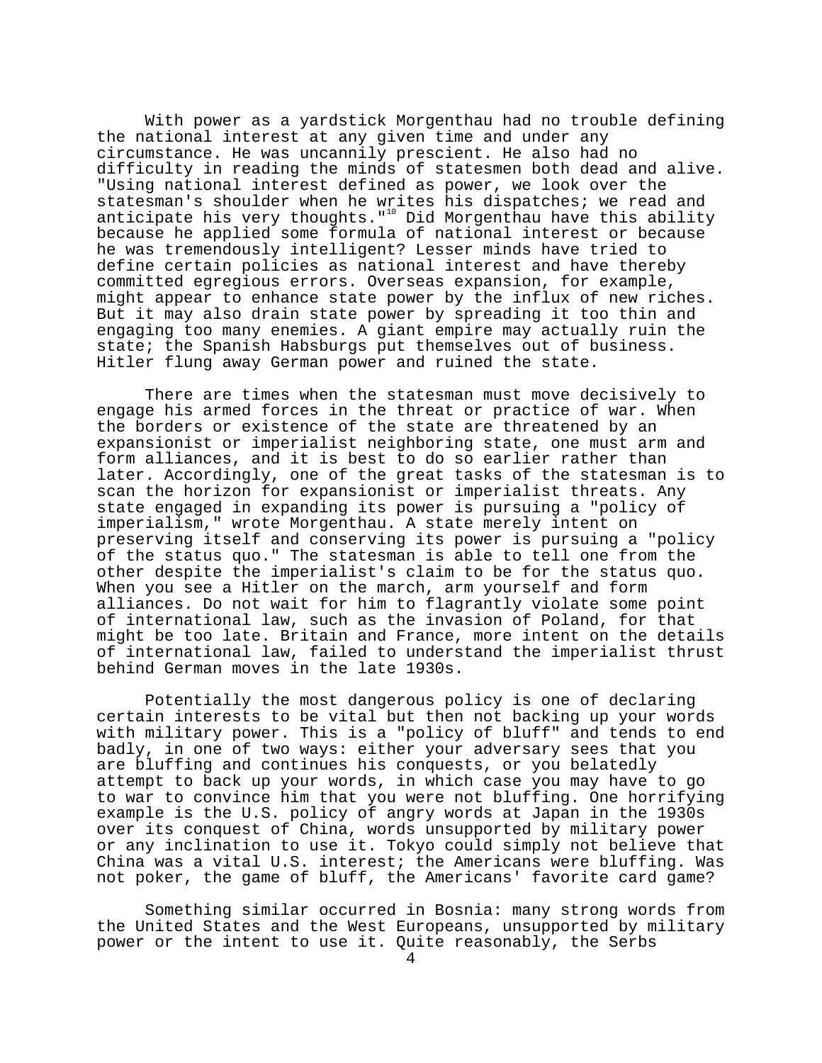With power as a yardstick Morgenthau had no trouble defining the national interest at any given time and under any circumstance. He was uncannily prescient. He also had no difficulty in reading the minds of statesmen both dead and alive. "Using national interest defined as power, we look over the statesman's shoulder when he writes his dispatches; we read and anticipate his very thoughts."[10] Did Morgenthau have this ability because he applied some formula of national interest or because he was tremendously intelligent? Lesser minds have tried to define certain policies as national interest and have thereby committed egregious errors. Overseas expansion, for example, might appear to enhance state power by the influx of new riches. But it may also drain state power by spreading it too thin and engaging too many enemies. A giant empire may actually ruin the state; the Spanish Habsburgs put themselves out of business. Hitler flung away German power and ruined the state.

There are times when the statesman must move decisively to engage his armed forces in the threat or practice of war. When the borders or existence of the state are threatened by an expansionist or imperialist neighboring state, one must arm and form alliances, and it is best to do so earlier rather than later. Accordingly, one of the great tasks of the statesman is to scan the horizon for expansionist or imperialist threats. Any state engaged in expanding its power is pursuing a "policy of imperialism," wrote Morgenthau. A state merely intent on preserving itself and conserving its power is pursuing a "policy of the status quo." The statesman is able to tell one from the other despite the imperialist's claim to be for the status quo. When you see a Hitler on the march, arm yourself and form alliances. Do not wait for him to flagrantly violate some point of international law, such as the invasion of Poland, for that might be too late. Britain and France, more intent on the details of international law, failed to understand the imperialist thrust behind German moves in the late 1930s.

Potentially the most dangerous policy is one of declaring certain interests to be vital but then not backing up your words with military power. This is a "policy of bluff" and tends to end badly, in one of two ways: either your adversary sees that you are bluffing and continues his conquests, or you belatedly attempt to back up your words, in which case you may have to go to war to convince him that you were not bluffing. One horrifying example is the U.S. policy of angry words at Japan in the 1930s over its conquest of China, words unsupported by military power or any inclination to use it. Tokyo could simply not believe that China was a vital U.S. interest; the Americans were bluffing. Was not poker, the game of bluff, the Americans' favorite card game?

Something similar occurred in Bosnia: many strong words from the United States and the West Europeans, unsupported by military power or the intent to use it. Quite reasonably, the Serbs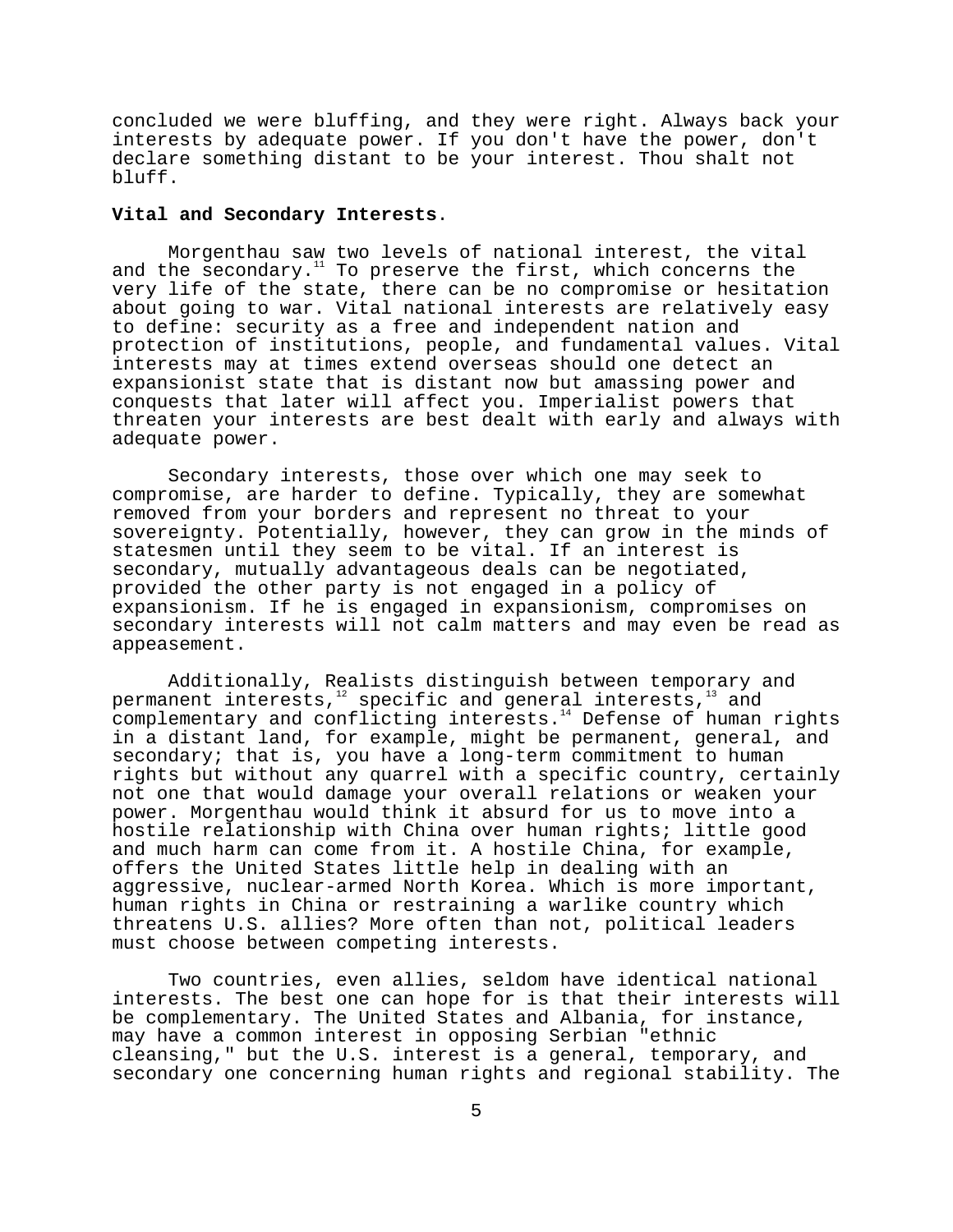concluded we were bluffing, and they were right. Always back your interests by adequate power. If you don't have the power, don't declare something distant to be your interest. Thou shalt not bluff.

**Vital and Secondary Interests**.

Morgenthau saw two levels of national interest, the vital and the secondary.[11] To preserve the first, which concerns the very life of the state, there can be no compromise or hesitation about going to war. Vital national interests are relatively easy to define: security as a free and independent nation and protection of institutions, people, and fundamental values. Vital interests may at times extend overseas should one detect an expansionist state that is distant now but amassing power and conquests that later will affect you. Imperialist powers that threaten your interests are best dealt with early and always with adequate power.

Secondary interests, those over which one may seek to compromise, are harder to define. Typically, they are somewhat removed from your borders and represent no threat to your sovereignty. Potentially, however, they can grow in the minds of statesmen until they seem to be vital. If an interest is secondary, mutually advantageous deals can be negotiated, provided the other party is not engaged in a policy of expansionism. If he is engaged in expansionism, compromises on secondary interests will not calm matters and may even be read as appeasement.

Additionally, Realists distinguish between temporary and permanent interests,[12] specific and general interests,[13] and complementary and conflicting interests.[14] Defense of human rights in a distant land, for example, might be permanent, general, and secondary; that is, you have a long-term commitment to human rights but without any quarrel with a specific country, certainly not one that would damage your overall relations or weaken your power. Morgenthau would think it absurd for us to move into a hostile relationship with China over human rights; little good and much harm can come from it. A hostile China, for example, offers the United States little help in dealing with an aggressive, nuclear-armed North Korea. Which is more important, human rights in China or restraining a warlike country which threatens U.S. allies? More often than not, political leaders must choose between competing interests.

Two countries, even allies, seldom have identical national interests. The best one can hope for is that their interests will be complementary. The United States and Albania, for instance, may have a common interest in opposing Serbian "ethnic cleansing," but the U.S. interest is a general, temporary, and secondary one concerning human rights and regional stability. The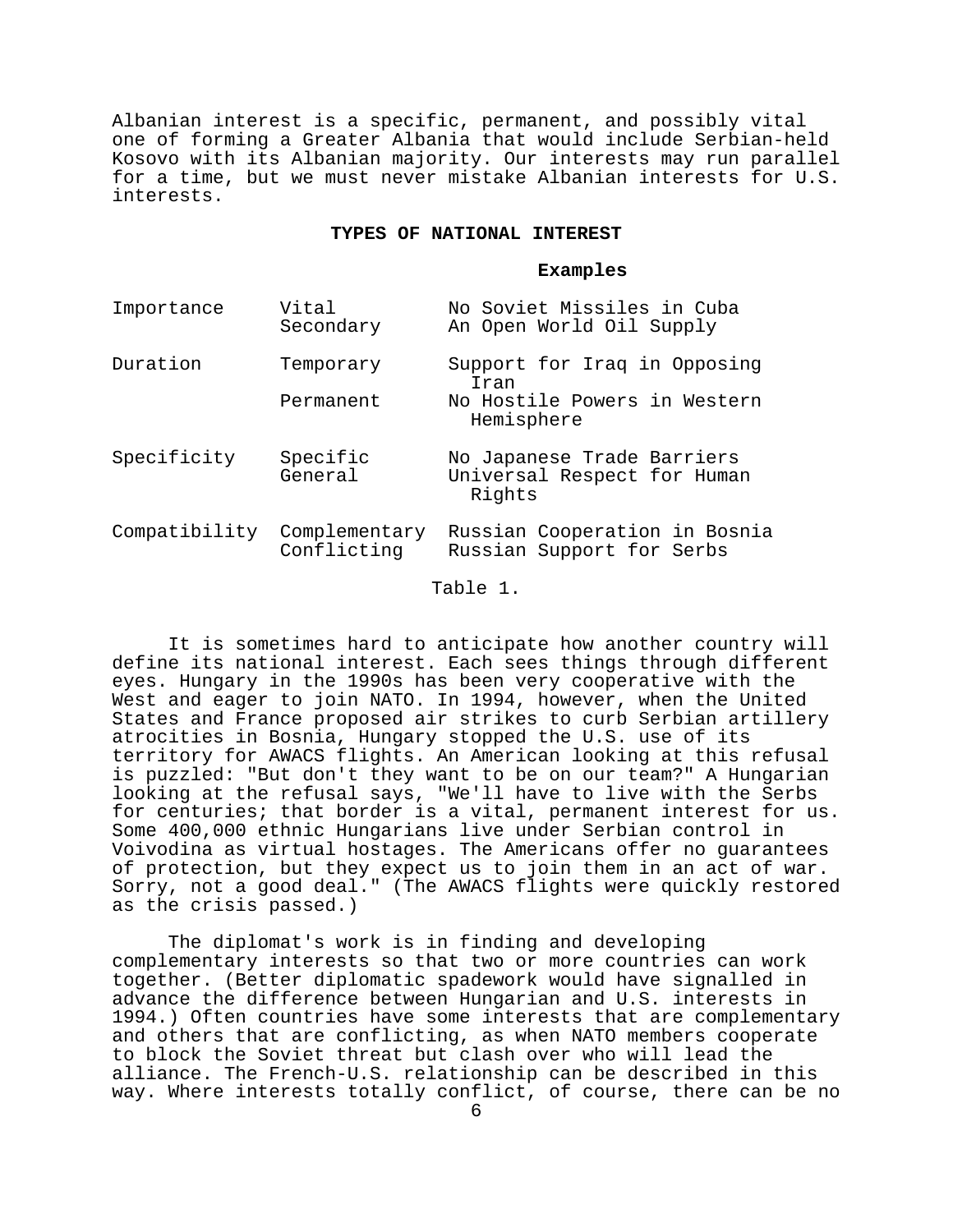Albanian interest is a specific, permanent, and possibly vital one of forming a Greater Albania that would include Serbian-held Kosovo with its Albanian majority. Our interests may run parallel for a time, but we must never mistake Albanian interests for U.S. interests.

**TYPES OF NATIONAL INTEREST**

| | | **Examples** |
|---|---|---|
| Importance | Vital | No Soviet Missiles in Cuba |
| | Secondary | An Open World Oil Supply |
| Duration | Temporary | Support for Iraq in Opposing Iran |
| | Permanent | No Hostile Powers in Western Hemisphere |
| Specificity | Specific | No Japanese Trade Barriers |
| | General | Universal Respect for Human Rights |
| Compatibility | Complementary | Russian Cooperation in Bosnia |
| | Conflicting | Russian Support for Serbs |

Table 1.

It is sometimes hard to anticipate how another country will define its national interest. Each sees things through different eyes. Hungary in the 1990s has been very cooperative with the West and eager to join NATO. In 1994, however, when the United States and France proposed air strikes to curb Serbian artillery atrocities in Bosnia, Hungary stopped the U.S. use of its territory for AWACS flights. An American looking at this refusal is puzzled: "But don't they want to be on our team?" A Hungarian looking at the refusal says, "We'll have to live with the Serbs for centuries; that border is a vital, permanent interest for us. Some 400,000 ethnic Hungarians live under Serbian control in Voivodina as virtual hostages. The Americans offer no guarantees of protection, but they expect us to join them in an act of war. Sorry, not a good deal." (The AWACS flights were quickly restored as the crisis passed.)

The diplomat's work is in finding and developing complementary interests so that two or more countries can work together. (Better diplomatic spadework would have signalled in advance the difference between Hungarian and U.S. interests in 1994.) Often countries have some interests that are complementary and others that are conflicting, as when NATO members cooperate to block the Soviet threat but clash over who will lead the alliance. The French-U.S. relationship can be described in this way. Where interests totally conflict, of course, there can be no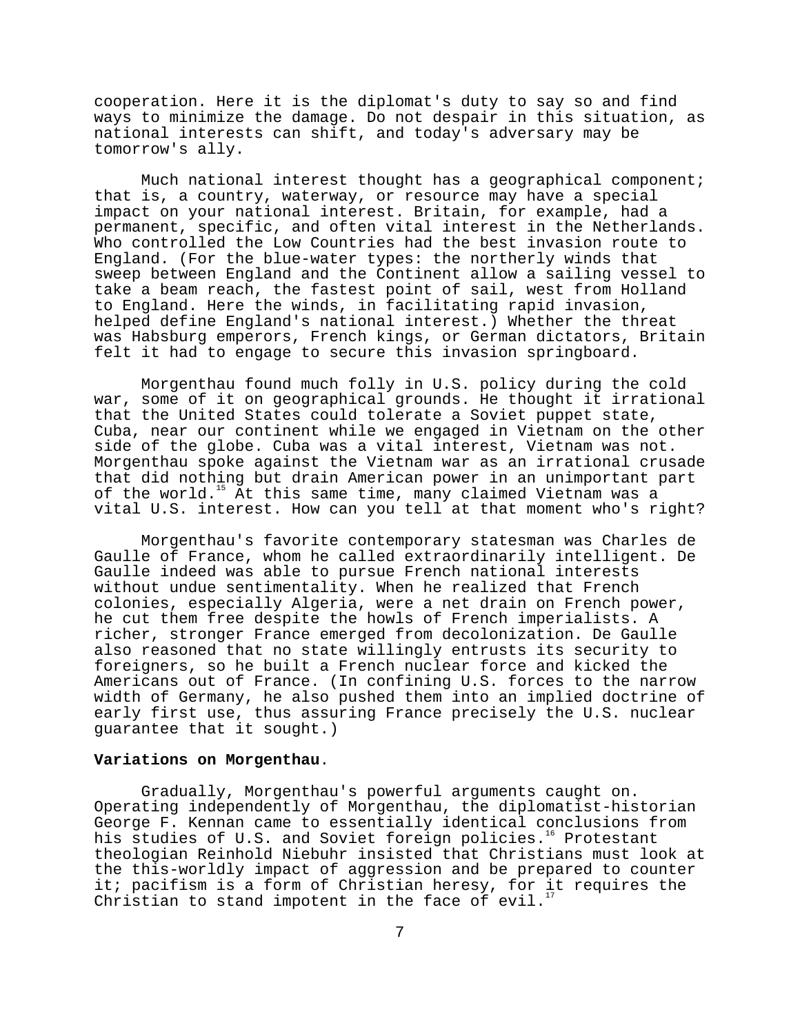cooperation. Here it is the diplomat's duty to say so and find ways to minimize the damage. Do not despair in this situation, as national interests can shift, and today's adversary may be tomorrow's ally.

Much national interest thought has a geographical component; that is, a country, waterway, or resource may have a special impact on your national interest. Britain, for example, had a permanent, specific, and often vital interest in the Netherlands. Who controlled the Low Countries had the best invasion route to England. (For the blue-water types: the northerly winds that sweep between England and the Continent allow a sailing vessel to take a beam reach, the fastest point of sail, west from Holland to England. Here the winds, in facilitating rapid invasion, helped define England's national interest.) Whether the threat was Habsburg emperors, French kings, or German dictators, Britain felt it had to engage to secure this invasion springboard.

Morgenthau found much folly in U.S. policy during the cold war, some of it on geographical grounds. He thought it irrational that the United States could tolerate a Soviet puppet state, Cuba, near our continent while we engaged in Vietnam on the other side of the globe. Cuba was a vital interest, Vietnam was not. Morgenthau spoke against the Vietnam war as an irrational crusade that did nothing but drain American power in an unimportant part of the world.[15] At this same time, many claimed Vietnam was a vital U.S. interest. How can you tell at that moment who's right?

Morgenthau's favorite contemporary statesman was Charles de Gaulle of France, whom he called extraordinarily intelligent. De Gaulle indeed was able to pursue French national interests without undue sentimentality. When he realized that French colonies, especially Algeria, were a net drain on French power, he cut them free despite the howls of French imperialists. A richer, stronger France emerged from decolonization. De Gaulle also reasoned that no state willingly entrusts its security to foreigners, so he built a French nuclear force and kicked the Americans out of France. (In confining U.S. forces to the narrow width of Germany, he also pushed them into an implied doctrine of early first use, thus assuring France precisely the U.S. nuclear guarantee that it sought.)

**Variations on Morgenthau**.

Gradually, Morgenthau's powerful arguments caught on. Operating independently of Morgenthau, the diplomatist-historian George F. Kennan came to essentially identical conclusions from his studies of U.S. and Soviet foreign policies.[16] Protestant theologian Reinhold Niebuhr insisted that Christians must look at the this-worldly impact of aggression and be prepared to counter it; pacifism is a form of Christian heresy, for it requires the Christian to stand impotent in the face of evil.[17]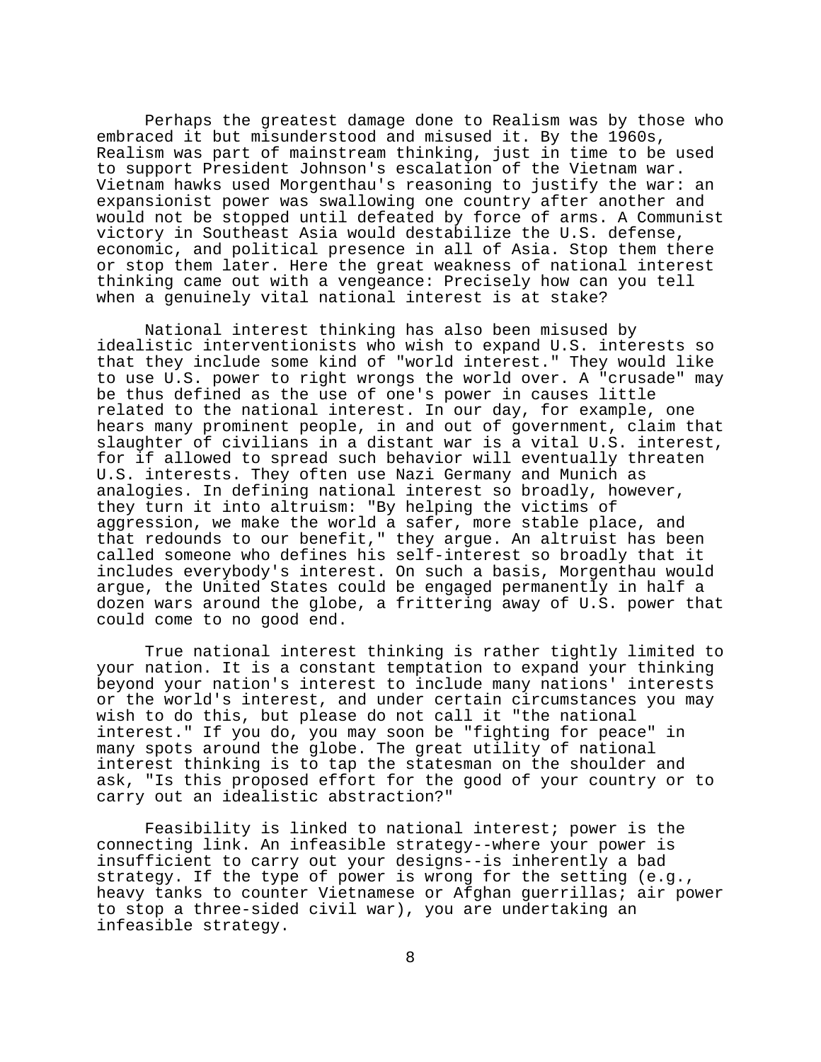Perhaps the greatest damage done to Realism was by those who embraced it but misunderstood and misused it. By the 1960s, Realism was part of mainstream thinking, just in time to be used to support President Johnson's escalation of the Vietnam war. Vietnam hawks used Morgenthau's reasoning to justify the war: an expansionist power was swallowing one country after another and would not be stopped until defeated by force of arms. A Communist victory in Southeast Asia would destabilize the U.S. defense, economic, and political presence in all of Asia. Stop them there or stop them later. Here the great weakness of national interest thinking came out with a vengeance: Precisely how can you tell when a genuinely vital national interest is at stake?

National interest thinking has also been misused by idealistic interventionists who wish to expand U.S. interests so that they include some kind of "world interest." They would like to use U.S. power to right wrongs the world over. A "crusade" may be thus defined as the use of one's power in causes little related to the national interest. In our day, for example, one hears many prominent people, in and out of government, claim that slaughter of civilians in a distant war is a vital U.S. interest, for if allowed to spread such behavior will eventually threaten U.S. interests. They often use Nazi Germany and Munich as analogies. In defining national interest so broadly, however, they turn it into altruism: "By helping the victims of aggression, we make the world a safer, more stable place, and that redounds to our benefit," they argue. An altruist has been called someone who defines his self-interest so broadly that it includes everybody's interest. On such a basis, Morgenthau would argue, the United States could be engaged permanently in half a dozen wars around the globe, a frittering away of U.S. power that could come to no good end.

True national interest thinking is rather tightly limited to your nation. It is a constant temptation to expand your thinking beyond your nation's interest to include many nations' interests or the world's interest, and under certain circumstances you may wish to do this, but please do not call it "the national interest." If you do, you may soon be "fighting for peace" in many spots around the globe. The great utility of national interest thinking is to tap the statesman on the shoulder and ask, "Is this proposed effort for the good of your country or to carry out an idealistic abstraction?"

Feasibility is linked to national interest; power is the connecting link. An infeasible strategy--where your power is insufficient to carry out your designs--is inherently a bad strategy. If the type of power is wrong for the setting (e.g., heavy tanks to counter Vietnamese or Afghan guerrillas; air power to stop a three-sided civil war), you are undertaking an infeasible strategy.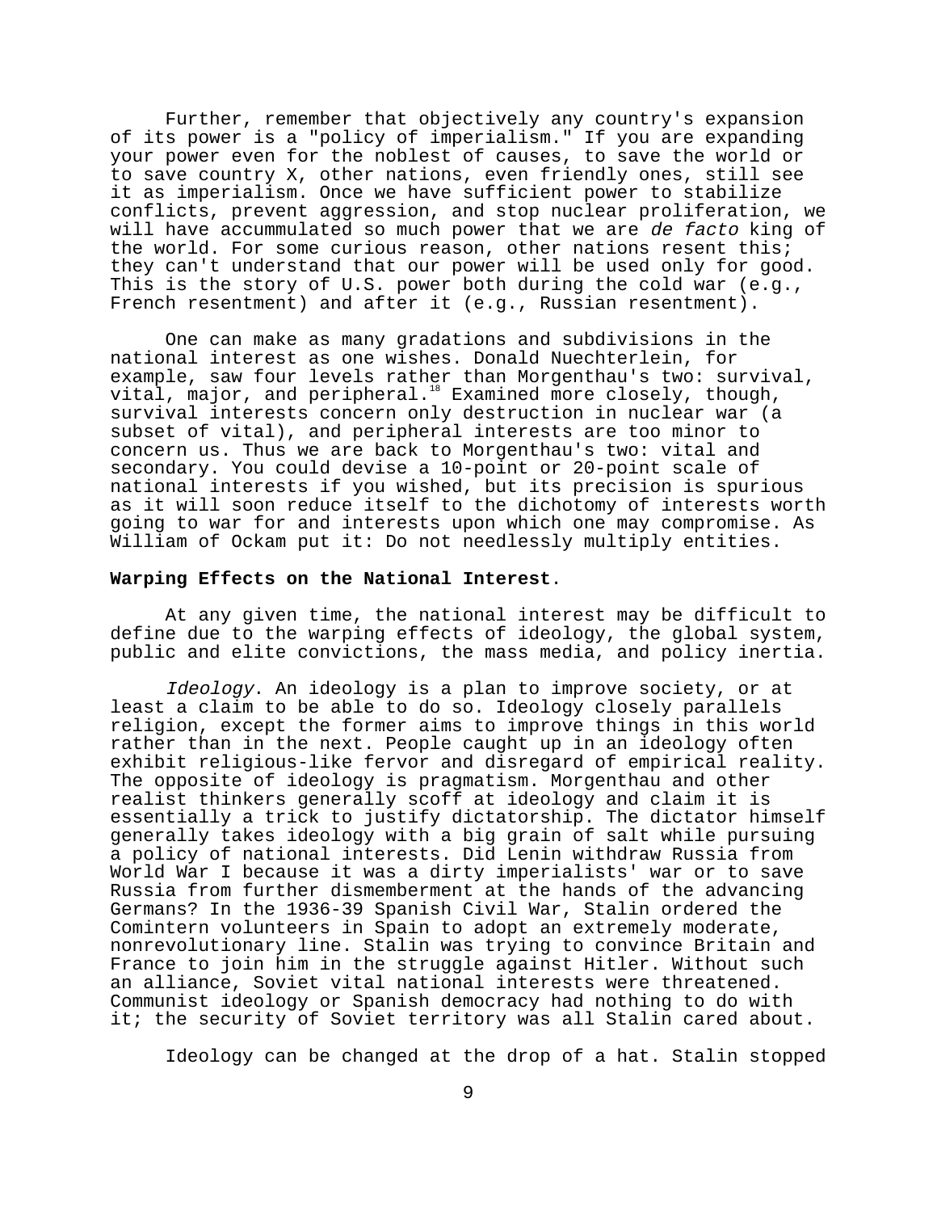Further, remember that objectively any country's expansion of its power is a "policy of imperialism." If you are expanding your power even for the noblest of causes, to save the world or to save country X, other nations, even friendly ones, still see it as imperialism. Once we have sufficient power to stabilize conflicts, prevent aggression, and stop nuclear proliferation, we will have accummulated so much power that we are *de facto* king of the world. For some curious reason, other nations resent this; they can't understand that our power will be used only for good. This is the story of U.S. power both during the cold war (e.g., French resentment) and after it (e.g., Russian resentment).

One can make as many gradations and subdivisions in the national interest as one wishes. Donald Nuechterlein, for example, saw four levels rather than Morgenthau's two: survival, vital, major, and peripheral.[18] Examined more closely, though, survival interests concern only destruction in nuclear war (a subset of vital), and peripheral interests are too minor to concern us. Thus we are back to Morgenthau's two: vital and secondary. You could devise a 10-point or 20-point scale of national interests if you wished, but its precision is spurious as it will soon reduce itself to the dichotomy of interests worth going to war for and interests upon which one may compromise. As William of Ockam put it: Do not needlessly multiply entities.

**Warping Effects on the National Interest**.

At any given time, the national interest may be difficult to define due to the warping effects of ideology, the global system, public and elite convictions, the mass media, and policy inertia.

*Ideology*. An ideology is a plan to improve society, or at least a claim to be able to do so. Ideology closely parallels religion, except the former aims to improve things in this world rather than in the next. People caught up in an ideology often exhibit religious-like fervor and disregard of empirical reality. The opposite of ideology is pragmatism. Morgenthau and other realist thinkers generally scoff at ideology and claim it is essentially a trick to justify dictatorship. The dictator himself generally takes ideology with a big grain of salt while pursuing a policy of national interests. Did Lenin withdraw Russia from World War I because it was a dirty imperialists' war or to save Russia from further dismemberment at the hands of the advancing Germans? In the 1936-39 Spanish Civil War, Stalin ordered the Comintern volunteers in Spain to adopt an extremely moderate, nonrevolutionary line. Stalin was trying to convince Britain and France to join him in the struggle against Hitler. Without such an alliance, Soviet vital national interests were threatened. Communist ideology or Spanish democracy had nothing to do with it; the security of Soviet territory was all Stalin cared about.

Ideology can be changed at the drop of a hat. Stalin stopped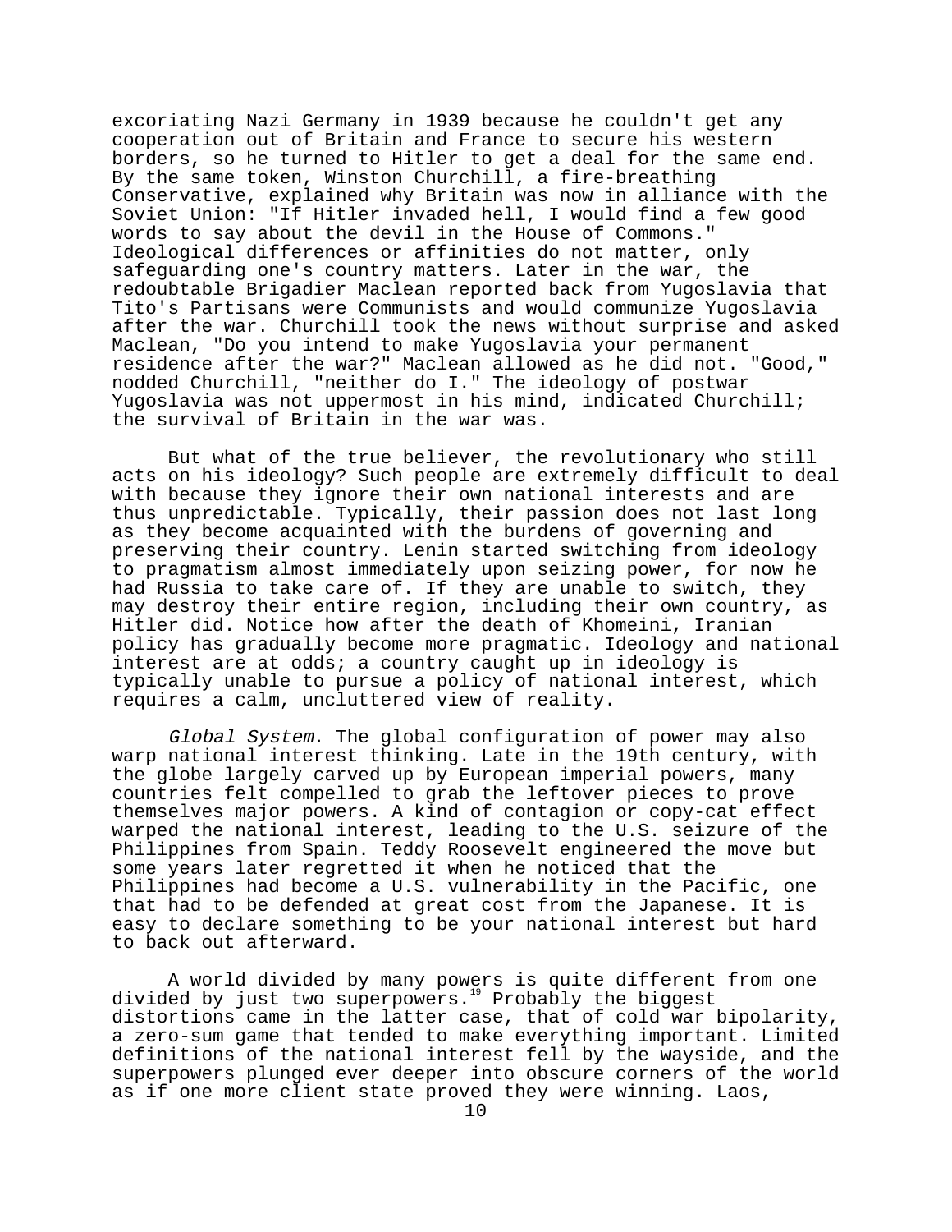excoriating Nazi Germany in 1939 because he couldn't get any cooperation out of Britain and France to secure his western borders, so he turned to Hitler to get a deal for the same end. By the same token, Winston Churchill, a fire-breathing Conservative, explained why Britain was now in alliance with the Soviet Union: "If Hitler invaded hell, I would find a few good words to say about the devil in the House of Commons." Ideological differences or affinities do not matter, only safeguarding one's country matters. Later in the war, the redoubtable Brigadier Maclean reported back from Yugoslavia that Tito's Partisans were Communists and would communize Yugoslavia after the war. Churchill took the news without surprise and asked Maclean, "Do you intend to make Yugoslavia your permanent residence after the war?" Maclean allowed as he did not. "Good," nodded Churchill, "neither do I." The ideology of postwar Yugoslavia was not uppermost in his mind, indicated Churchill; the survival of Britain in the war was.

But what of the true believer, the revolutionary who still acts on his ideology? Such people are extremely difficult to deal with because they ignore their own national interests and are thus unpredictable. Typically, their passion does not last long as they become acquainted with the burdens of governing and preserving their country. Lenin started switching from ideology to pragmatism almost immediately upon seizing power, for now he had Russia to take care of. If they are unable to switch, they may destroy their entire region, including their own country, as Hitler did. Notice how after the death of Khomeini, Iranian policy has gradually become more pragmatic. Ideology and national interest are at odds; a country caught up in ideology is typically unable to pursue a policy of national interest, which requires a calm, uncluttered view of reality.

*Global System*. The global configuration of power may also warp national interest thinking. Late in the 19th century, with the globe largely carved up by European imperial powers, many countries felt compelled to grab the leftover pieces to prove themselves major powers. A kind of contagion or copy-cat effect warped the national interest, leading to the U.S. seizure of the Philippines from Spain. Teddy Roosevelt engineered the move but some years later regretted it when he noticed that the Philippines had become a U.S. vulnerability in the Pacific, one that had to be defended at great cost from the Japanese. It is easy to declare something to be your national interest but hard to back out afterward.

A world divided by many powers is quite different from one divided by just two superpowers.[19] Probably the biggest distortions came in the latter case, that of cold war bipolarity, a zero-sum game that tended to make everything important. Limited definitions of the national interest fell by the wayside, and the superpowers plunged ever deeper into obscure corners of the world as if one more client state proved they were winning. Laos,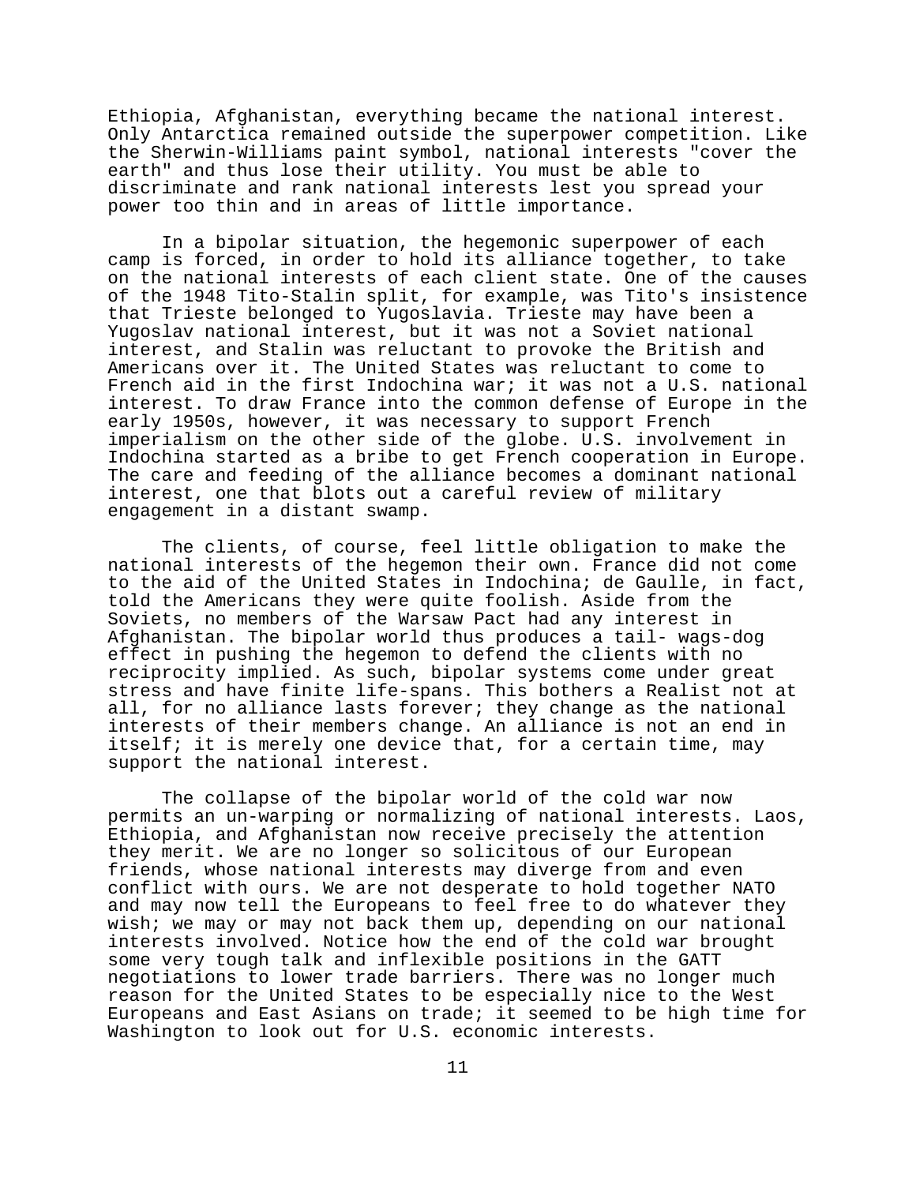Ethiopia, Afghanistan, everything became the national interest. Only Antarctica remained outside the superpower competition. Like the Sherwin-Williams paint symbol, national interests "cover the earth" and thus lose their utility. You must be able to discriminate and rank national interests lest you spread your power too thin and in areas of little importance.

In a bipolar situation, the hegemonic superpower of each camp is forced, in order to hold its alliance together, to take on the national interests of each client state. One of the causes of the 1948 Tito-Stalin split, for example, was Tito's insistence that Trieste belonged to Yugoslavia. Trieste may have been a Yugoslav national interest, but it was not a Soviet national interest, and Stalin was reluctant to provoke the British and Americans over it. The United States was reluctant to come to French aid in the first Indochina war; it was not a U.S. national interest. To draw France into the common defense of Europe in the early 1950s, however, it was necessary to support French imperialism on the other side of the globe. U.S. involvement in Indochina started as a bribe to get French cooperation in Europe. The care and feeding of the alliance becomes a dominant national interest, one that blots out a careful review of military engagement in a distant swamp.

The clients, of course, feel little obligation to make the national interests of the hegemon their own. France did not come to the aid of the United States in Indochina; de Gaulle, in fact, told the Americans they were quite foolish. Aside from the Soviets, no members of the Warsaw Pact had any interest in Afghanistan. The bipolar world thus produces a tail- wags-dog effect in pushing the hegemon to defend the clients with no reciprocity implied. As such, bipolar systems come under great stress and have finite life-spans. This bothers a Realist not at all, for no alliance lasts forever; they change as the national interests of their members change. An alliance is not an end in itself; it is merely one device that, for a certain time, may support the national interest.

The collapse of the bipolar world of the cold war now permits an un-warping or normalizing of national interests. Laos, Ethiopia, and Afghanistan now receive precisely the attention they merit. We are no longer so solicitous of our European friends, whose national interests may diverge from and even conflict with ours. We are not desperate to hold together NATO and may now tell the Europeans to feel free to do whatever they wish; we may or may not back them up, depending on our national interests involved. Notice how the end of the cold war brought some very tough talk and inflexible positions in the GATT negotiations to lower trade barriers. There was no longer much reason for the United States to be especially nice to the West Europeans and East Asians on trade; it seemed to be high time for Washington to look out for U.S. economic interests.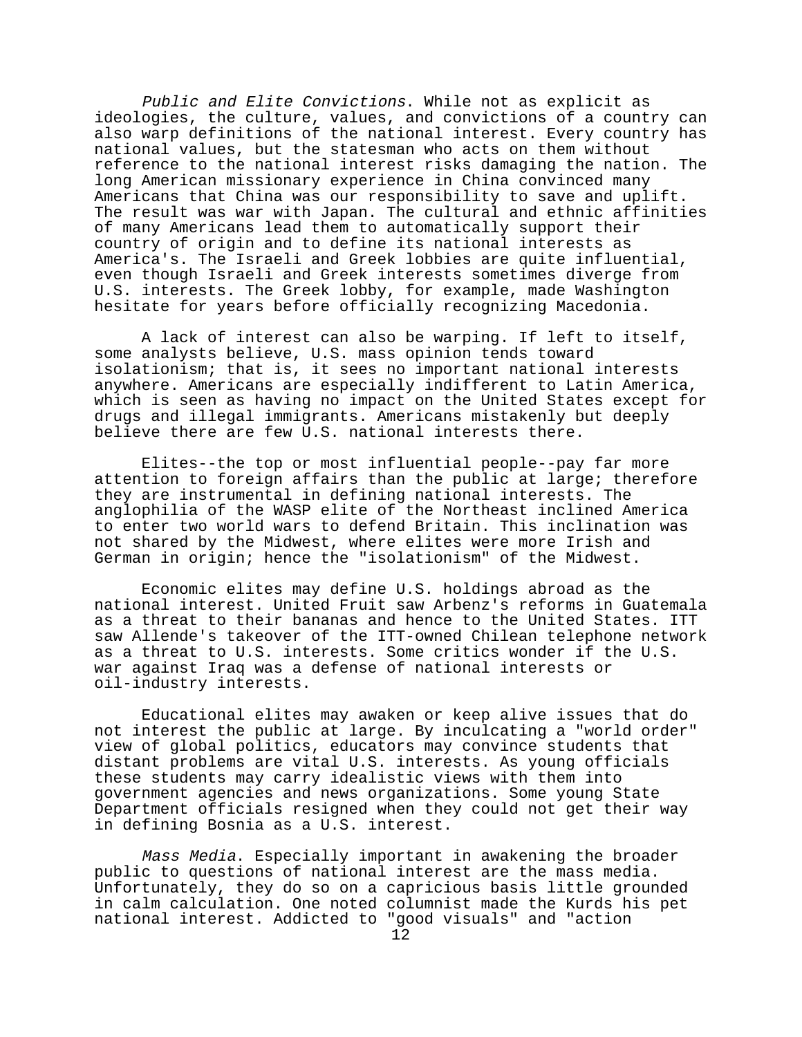*Public and Elite Convictions*. While not as explicit as ideologies, the culture, values, and convictions of a country can also warp definitions of the national interest. Every country has national values, but the statesman who acts on them without reference to the national interest risks damaging the nation. The long American missionary experience in China convinced many Americans that China was our responsibility to save and uplift. The result was war with Japan. The cultural and ethnic affinities of many Americans lead them to automatically support their country of origin and to define its national interests as America's. The Israeli and Greek lobbies are quite influential, even though Israeli and Greek interests sometimes diverge from U.S. interests. The Greek lobby, for example, made Washington hesitate for years before officially recognizing Macedonia.

A lack of interest can also be warping. If left to itself, some analysts believe, U.S. mass opinion tends toward isolationism; that is, it sees no important national interests anywhere. Americans are especially indifferent to Latin America, which is seen as having no impact on the United States except for drugs and illegal immigrants. Americans mistakenly but deeply believe there are few U.S. national interests there.

Elites--the top or most influential people--pay far more attention to foreign affairs than the public at large; therefore they are instrumental in defining national interests. The anglophilia of the WASP elite of the Northeast inclined America to enter two world wars to defend Britain. This inclination was not shared by the Midwest, where elites were more Irish and German in origin; hence the "isolationism" of the Midwest.

Economic elites may define U.S. holdings abroad as the national interest. United Fruit saw Arbenz's reforms in Guatemala as a threat to their bananas and hence to the United States. ITT saw Allende's takeover of the ITT-owned Chilean telephone network as a threat to U.S. interests. Some critics wonder if the U.S. war against Iraq was a defense of national interests or oil-industry interests.

Educational elites may awaken or keep alive issues that do not interest the public at large. By inculcating a "world order" view of global politics, educators may convince students that distant problems are vital U.S. interests. As young officials these students may carry idealistic views with them into government agencies and news organizations. Some young State Department officials resigned when they could not get their way in defining Bosnia as a U.S. interest.

*Mass Media*. Especially important in awakening the broader public to questions of national interest are the mass media. Unfortunately, they do so on a capricious basis little grounded in calm calculation. One noted columnist made the Kurds his pet national interest. Addicted to "good visuals" and "action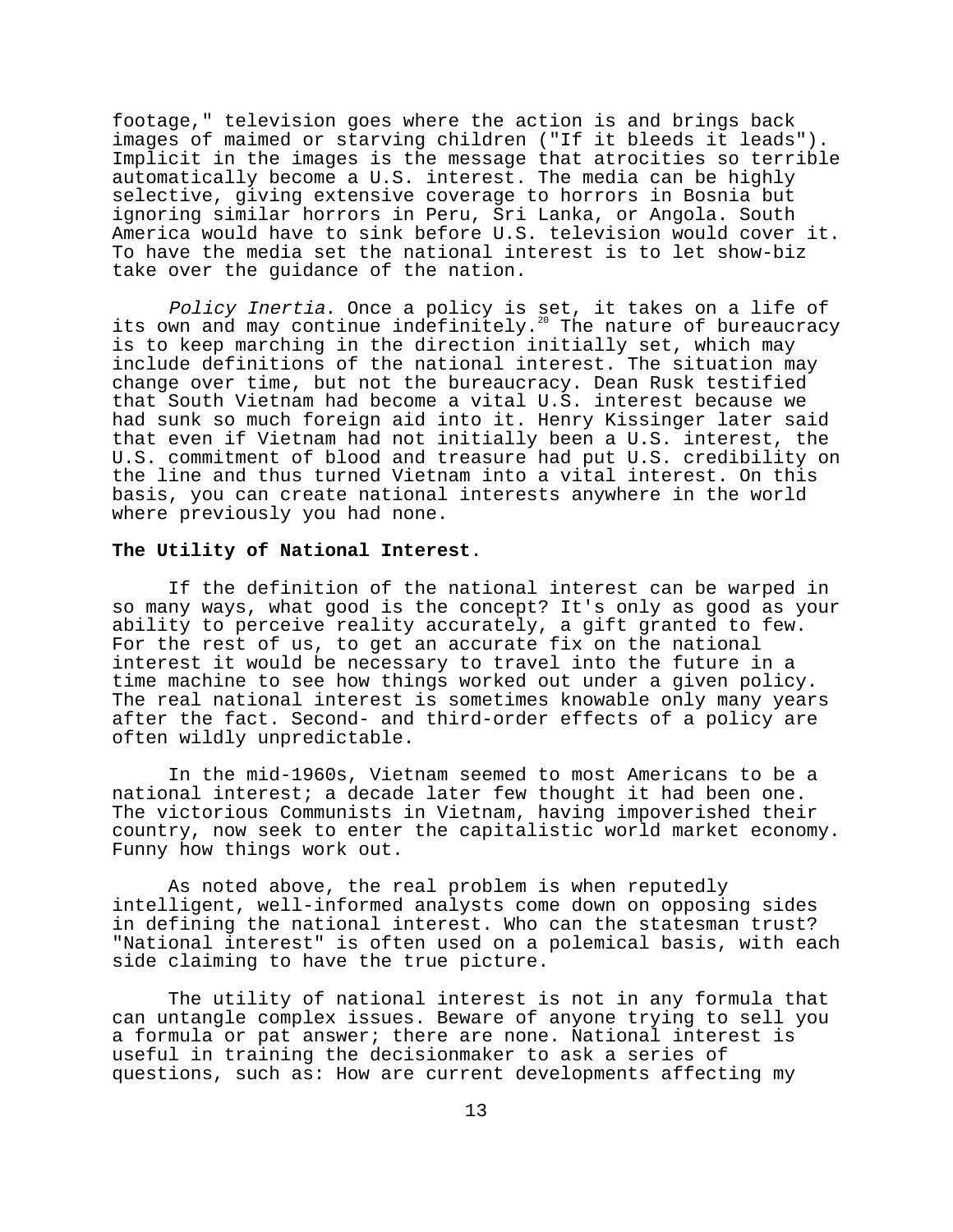footage," television goes where the action is and brings back images of maimed or starving children ("If it bleeds it leads"). Implicit in the images is the message that atrocities so terrible automatically become a U.S. interest. The media can be highly selective, giving extensive coverage to horrors in Bosnia but ignoring similar horrors in Peru, Sri Lanka, or Angola. South America would have to sink before U.S. television would cover it. To have the media set the national interest is to let show-biz take over the guidance of the nation.

*Policy Inertia*. Once a policy is set, it takes on a life of its own and may continue indefinitely.[20] The nature of bureaucracy is to keep marching in the direction initially set, which may include definitions of the national interest. The situation may change over time, but not the bureaucracy. Dean Rusk testified that South Vietnam had become a vital U.S. interest because we had sunk so much foreign aid into it. Henry Kissinger later said that even if Vietnam had not initially been a U.S. interest, the U.S. commitment of blood and treasure had put U.S. credibility on the line and thus turned Vietnam into a vital interest. On this basis, you can create national interests anywhere in the world where previously you had none.

**The Utility of National Interest**.

If the definition of the national interest can be warped in so many ways, what good is the concept? It's only as good as your ability to perceive reality accurately, a gift granted to few. For the rest of us, to get an accurate fix on the national interest it would be necessary to travel into the future in a time machine to see how things worked out under a given policy. The real national interest is sometimes knowable only many years after the fact. Second- and third-order effects of a policy are often wildly unpredictable.

In the mid-1960s, Vietnam seemed to most Americans to be a national interest; a decade later few thought it had been one. The victorious Communists in Vietnam, having impoverished their country, now seek to enter the capitalistic world market economy. Funny how things work out.

As noted above, the real problem is when reputedly intelligent, well-informed analysts come down on opposing sides in defining the national interest. Who can the statesman trust? "National interest" is often used on a polemical basis, with each side claiming to have the true picture.

The utility of national interest is not in any formula that can untangle complex issues. Beware of anyone trying to sell you a formula or pat answer; there are none. National interest is useful in training the decisionmaker to ask a series of questions, such as: How are current developments affecting my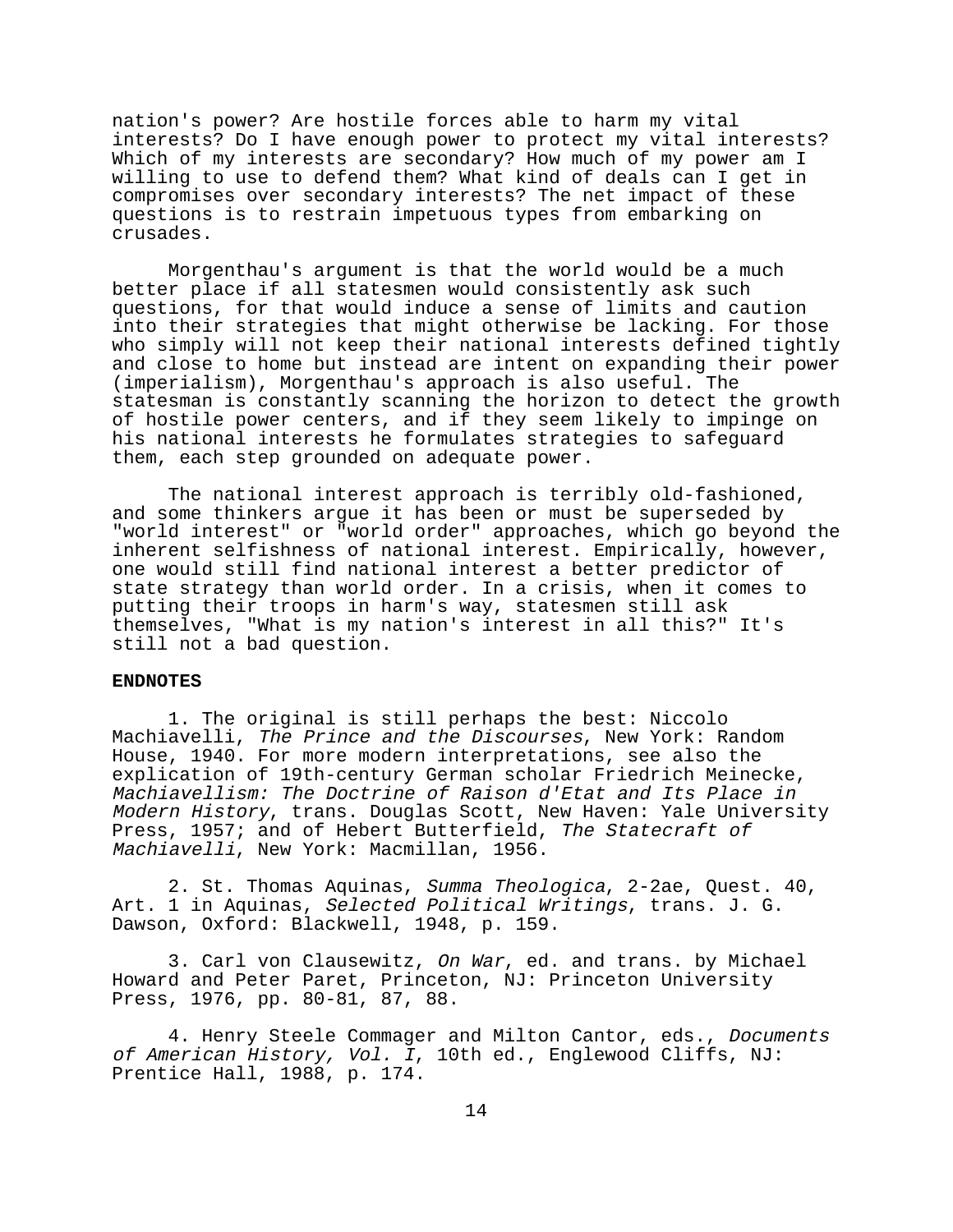nation's power? Are hostile forces able to harm my vital interests? Do I have enough power to protect my vital interests? Which of my interests are secondary? How much of my power am I willing to use to defend them? What kind of deals can I get in compromises over secondary interests? The net impact of these questions is to restrain impetuous types from embarking on crusades.

Morgenthau's argument is that the world would be a much better place if all statesmen would consistently ask such questions, for that would induce a sense of limits and caution into their strategies that might otherwise be lacking. For those who simply will not keep their national interests defined tightly and close to home but instead are intent on expanding their power (imperialism), Morgenthau's approach is also useful. The statesman is constantly scanning the horizon to detect the growth of hostile power centers, and if they seem likely to impinge on his national interests he formulates strategies to safeguard them, each step grounded on adequate power.

The national interest approach is terribly old-fashioned, and some thinkers argue it has been or must be superseded by "world interest" or "world order" approaches, which go beyond the inherent selfishness of national interest. Empirically, however, one would still find national interest a better predictor of state strategy than world order. In a crisis, when it comes to putting their troops in harm's way, statesmen still ask themselves, "What is my nation's interest in all this?" It's still not a bad question.

**ENDNOTES**

1. The original is still perhaps the best: Niccolo Machiavelli, *The Prince and the Discourses*, New York: Random House, 1940. For more modern interpretations, see also the explication of 19th-century German scholar Friedrich Meinecke, *Machiavellism: The Doctrine of Raison d'Etat and Its Place in Modern History*, trans. Douglas Scott, New Haven: Yale University Press, 1957; and of Hebert Butterfield, *The Statecraft of Machiavelli*, New York: Macmillan, 1956.

2. St. Thomas Aquinas, *Summa Theologica*, 2-2ae, Quest. 40, Art. 1 in Aquinas, *Selected Political Writings*, trans. J. G. Dawson, Oxford: Blackwell, 1948, p. 159.

3. Carl von Clausewitz, *On War*, ed. and trans. by Michael Howard and Peter Paret, Princeton, NJ: Princeton University Press, 1976, pp. 80-81, 87, 88.

4. Henry Steele Commager and Milton Cantor, eds., *Documents of American History, Vol. I*, 10th ed., Englewood Cliffs, NJ: Prentice Hall, 1988, p. 174.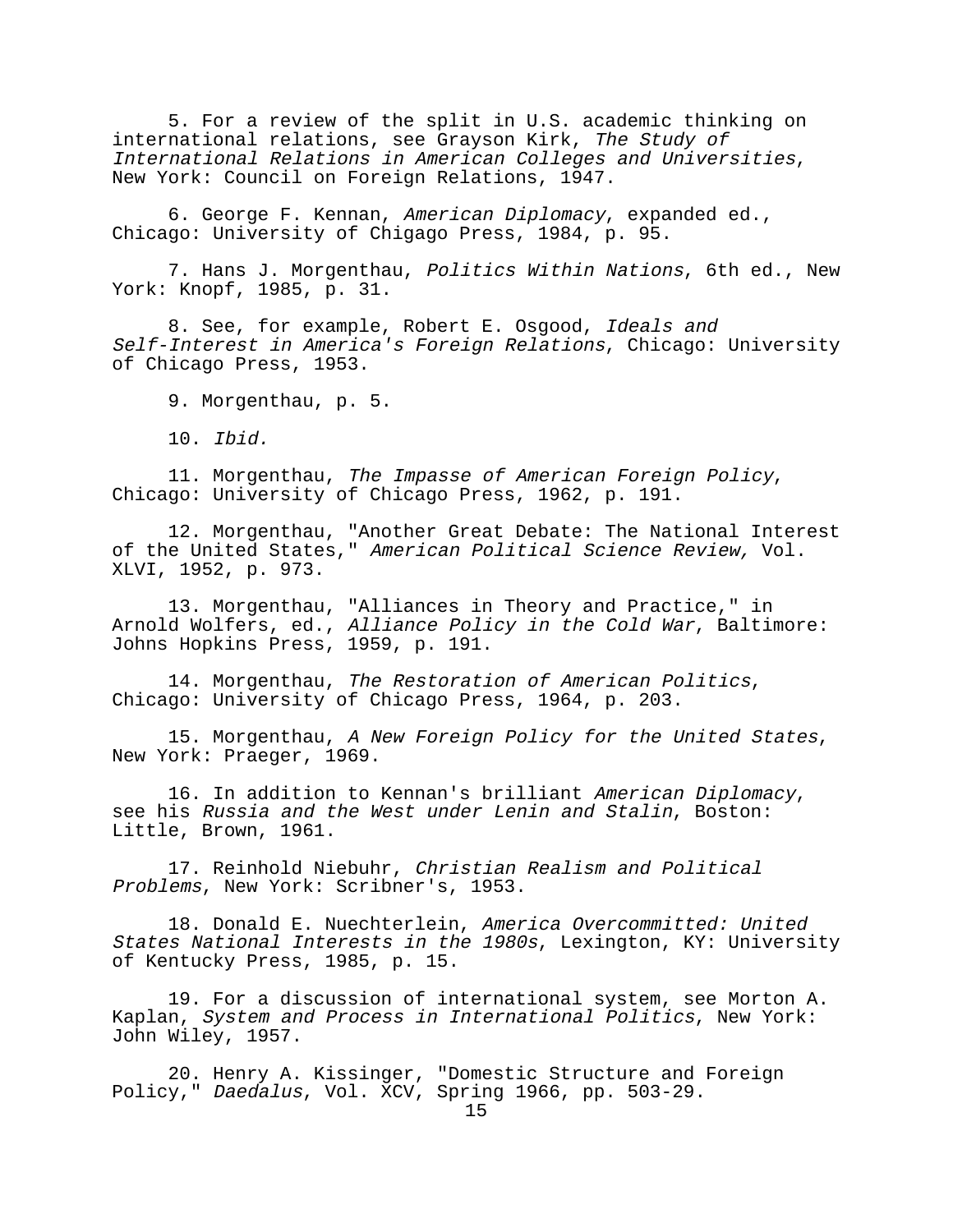5. For a review of the split in U.S. academic thinking on international relations, see Grayson Kirk, *The Study of International Relations in American Colleges and Universities*, New York: Council on Foreign Relations, 1947.

6. George F. Kennan, *American Diplomacy*, expanded ed., Chicago: University of Chigago Press, 1984, p. 95.

7. Hans J. Morgenthau, *Politics Within Nations*, 6th ed., New York: Knopf, 1985, p. 31.

8. See, for example, Robert E. Osgood, *Ideals and Self-Interest in America's Foreign Relations*, Chicago: University of Chicago Press, 1953.

9. Morgenthau, p. 5.

10. *Ibid.*

11. Morgenthau, *The Impasse of American Foreign Policy*, Chicago: University of Chicago Press, 1962, p. 191.

12. Morgenthau, "Another Great Debate: The National Interest of the United States," *American Political Science Review,* Vol. XLVI, 1952, p. 973.

13. Morgenthau, "Alliances in Theory and Practice," in Arnold Wolfers, ed., *Alliance Policy in the Cold War*, Baltimore: Johns Hopkins Press, 1959, p. 191.

14. Morgenthau, *The Restoration of American Politics*, Chicago: University of Chicago Press, 1964, p. 203.

15. Morgenthau, *A New Foreign Policy for the United States*, New York: Praeger, 1969.

16. In addition to Kennan's brilliant *American Diplomacy*, see his *Russia and the West under Lenin and Stalin*, Boston: Little, Brown, 1961.

17. Reinhold Niebuhr, *Christian Realism and Political Problems*, New York: Scribner's, 1953.

18. Donald E. Nuechterlein, *America Overcommitted: United States National Interests in the 1980s*, Lexington, KY: University of Kentucky Press, 1985, p. 15.

19. For a discussion of international system, see Morton A. Kaplan, *System and Process in International Politics*, New York: John Wiley, 1957.

20. Henry A. Kissinger, "Domestic Structure and Foreign Policy," *Daedalus*, Vol. XCV, Spring 1966, pp. 503-29.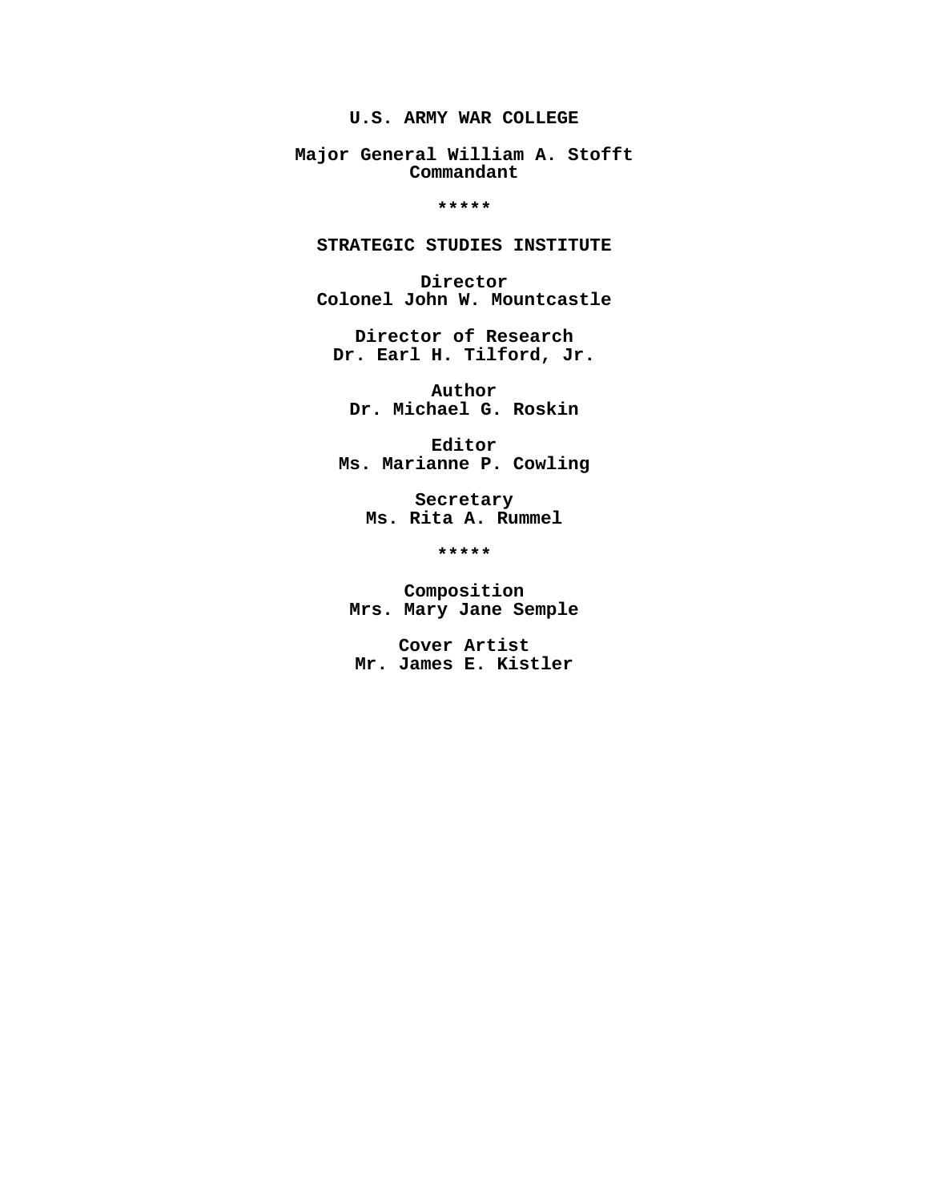**U.S. ARMY WAR COLLEGE**

**Major General William A. Stofft**
**Commandant**

*****

**STRATEGIC STUDIES INSTITUTE**

**Director**
**Colonel John W. Mountcastle**

**Director of Research**
**Dr. Earl H. Tilford, Jr.**

**Author**
**Dr. Michael G. Roskin**

**Editor**
**Ms. Marianne P. Cowling**

**Secretary**
**Ms. Rita A. Rummel**

*****

**Composition**
**Mrs. Mary Jane Semple**

**Cover Artist**
**Mr. James E. Kistler**